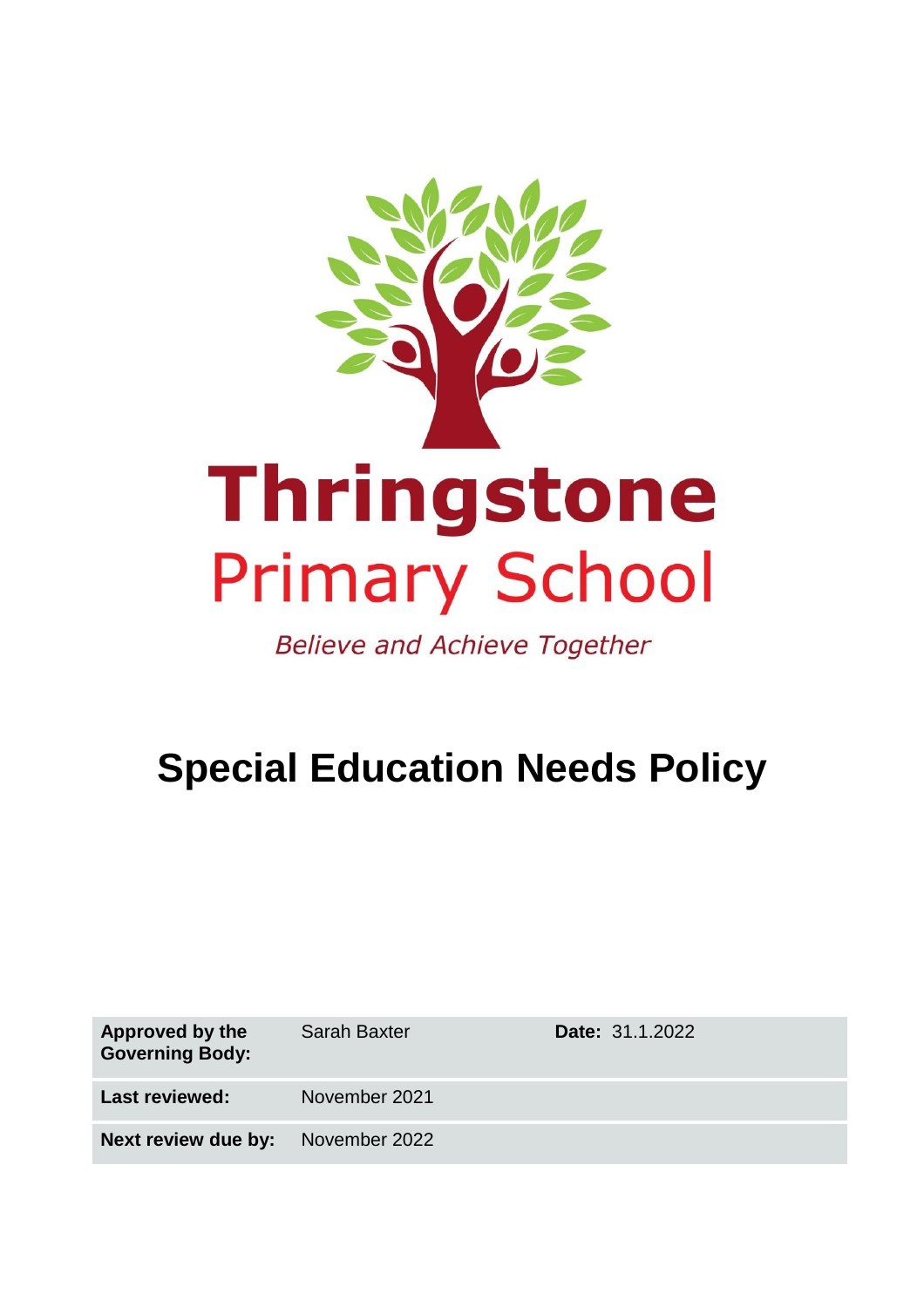# Thringstone Primary School

*Believe and Achieve Together*

# Special Education Needs Policy

| Approved by the Governing Body: | Sarah Baxter | **Date:** 31.1.2022 |
|---|---|---|
| **Last reviewed:** | November 2021 | |
| **Next review due by:** | November 2022 | |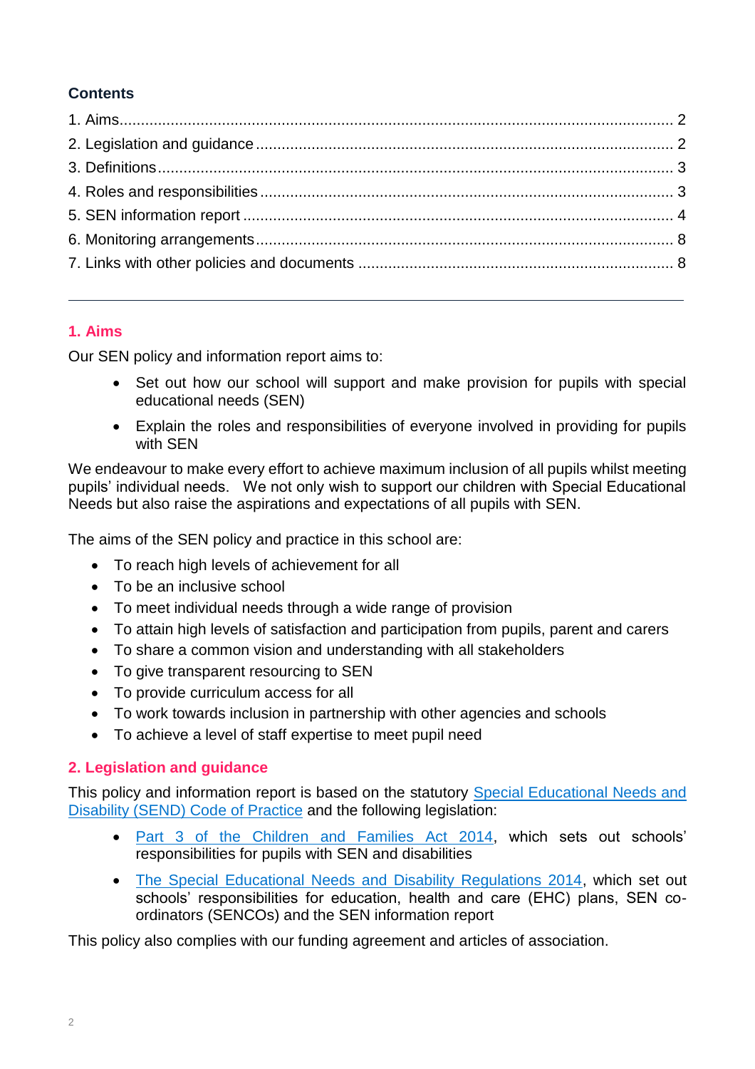**Contents**

1. Aims.......................................................................................................... 2
2. Legislation and guidance .......................................................................... 2
3. Definitions................................................................................................ 3
4. Roles and responsibilities .......................................................................... 3
5. SEN information report ............................................................................. 4
6. Monitoring arrangements.......................................................................... 8
7. Links with other policies and documents ................................................... 8

---

## 1. Aims

Our SEN policy and information report aims to:

- Set out how our school will support and make provision for pupils with special educational needs (SEN)
- Explain the roles and responsibilities of everyone involved in providing for pupils with SEN

We endeavour to make every effort to achieve maximum inclusion of all pupils whilst meeting pupils' individual needs. We not only wish to support our children with Special Educational Needs but also raise the aspirations and expectations of all pupils with SEN.

The aims of the SEN policy and practice in this school are:

- To reach high levels of achievement for all
- To be an inclusive school
- To meet individual needs through a wide range of provision
- To attain high levels of satisfaction and participation from pupils, parent and carers
- To share a common vision and understanding with all stakeholders
- To give transparent resourcing to SEN
- To provide curriculum access for all
- To work towards inclusion in partnership with other agencies and schools
- To achieve a level of staff expertise to meet pupil need

## 2. Legislation and guidance

This policy and information report is based on the statutory Special Educational Needs and Disability (SEND) Code of Practice and the following legislation:

- Part 3 of the Children and Families Act 2014, which sets out schools' responsibilities for pupils with SEN and disabilities
- The Special Educational Needs and Disability Regulations 2014, which set out schools' responsibilities for education, health and care (EHC) plans, SEN co-ordinators (SENCOs) and the SEN information report

This policy also complies with our funding agreement and articles of association.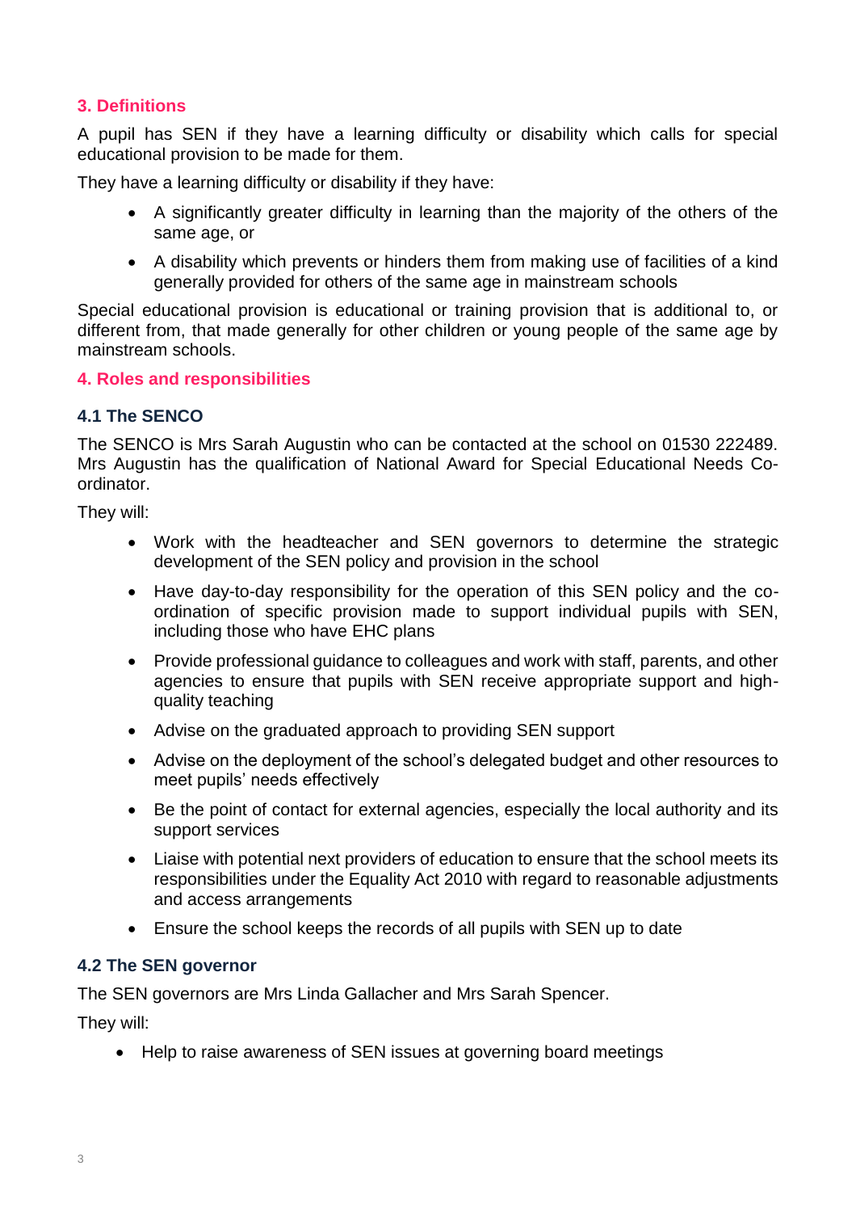## 3. Definitions

A pupil has SEN if they have a learning difficulty or disability which calls for special educational provision to be made for them.

They have a learning difficulty or disability if they have:

- A significantly greater difficulty in learning than the majority of the others of the same age, or
- A disability which prevents or hinders them from making use of facilities of a kind generally provided for others of the same age in mainstream schools

Special educational provision is educational or training provision that is additional to, or different from, that made generally for other children or young people of the same age by mainstream schools.

## 4. Roles and responsibilities

### 4.1 The SENCO

The SENCO is Mrs Sarah Augustin who can be contacted at the school on 01530 222489. Mrs Augustin has the qualification of National Award for Special Educational Needs Co-ordinator.

They will:

- Work with the headteacher and SEN governors to determine the strategic development of the SEN policy and provision in the school
- Have day-to-day responsibility for the operation of this SEN policy and the co-ordination of specific provision made to support individual pupils with SEN, including those who have EHC plans
- Provide professional guidance to colleagues and work with staff, parents, and other agencies to ensure that pupils with SEN receive appropriate support and high-quality teaching
- Advise on the graduated approach to providing SEN support
- Advise on the deployment of the school's delegated budget and other resources to meet pupils' needs effectively
- Be the point of contact for external agencies, especially the local authority and its support services
- Liaise with potential next providers of education to ensure that the school meets its responsibilities under the Equality Act 2010 with regard to reasonable adjustments and access arrangements
- Ensure the school keeps the records of all pupils with SEN up to date

### 4.2 The SEN governor

The SEN governors are Mrs Linda Gallacher and Mrs Sarah Spencer.

They will:

- Help to raise awareness of SEN issues at governing board meetings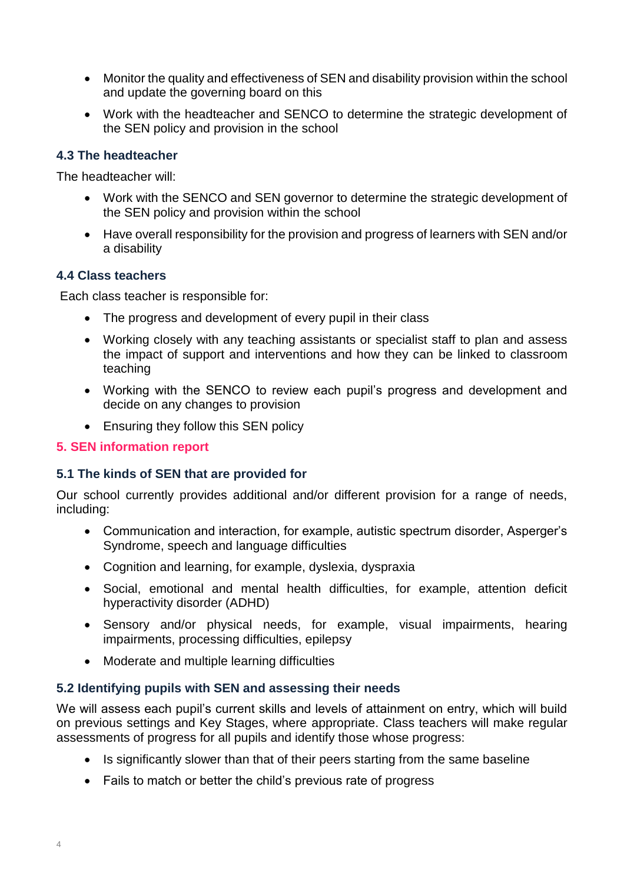- Monitor the quality and effectiveness of SEN and disability provision within the school and update the governing board on this
- Work with the headteacher and SENCO to determine the strategic development of the SEN policy and provision in the school

### 4.3 The headteacher

The headteacher will:

- Work with the SENCO and SEN governor to determine the strategic development of the SEN policy and provision within the school
- Have overall responsibility for the provision and progress of learners with SEN and/or a disability

### 4.4 Class teachers

Each class teacher is responsible for:

- The progress and development of every pupil in their class
- Working closely with any teaching assistants or specialist staff to plan and assess the impact of support and interventions and how they can be linked to classroom teaching
- Working with the SENCO to review each pupil's progress and development and decide on any changes to provision
- Ensuring they follow this SEN policy

## 5. SEN information report

### 5.1 The kinds of SEN that are provided for

Our school currently provides additional and/or different provision for a range of needs, including:

- Communication and interaction, for example, autistic spectrum disorder, Asperger's Syndrome, speech and language difficulties
- Cognition and learning, for example, dyslexia, dyspraxia
- Social, emotional and mental health difficulties, for example, attention deficit hyperactivity disorder (ADHD)
- Sensory and/or physical needs, for example, visual impairments, hearing impairments, processing difficulties, epilepsy
- Moderate and multiple learning difficulties

### 5.2 Identifying pupils with SEN and assessing their needs

We will assess each pupil's current skills and levels of attainment on entry, which will build on previous settings and Key Stages, where appropriate. Class teachers will make regular assessments of progress for all pupils and identify those whose progress:

- Is significantly slower than that of their peers starting from the same baseline
- Fails to match or better the child's previous rate of progress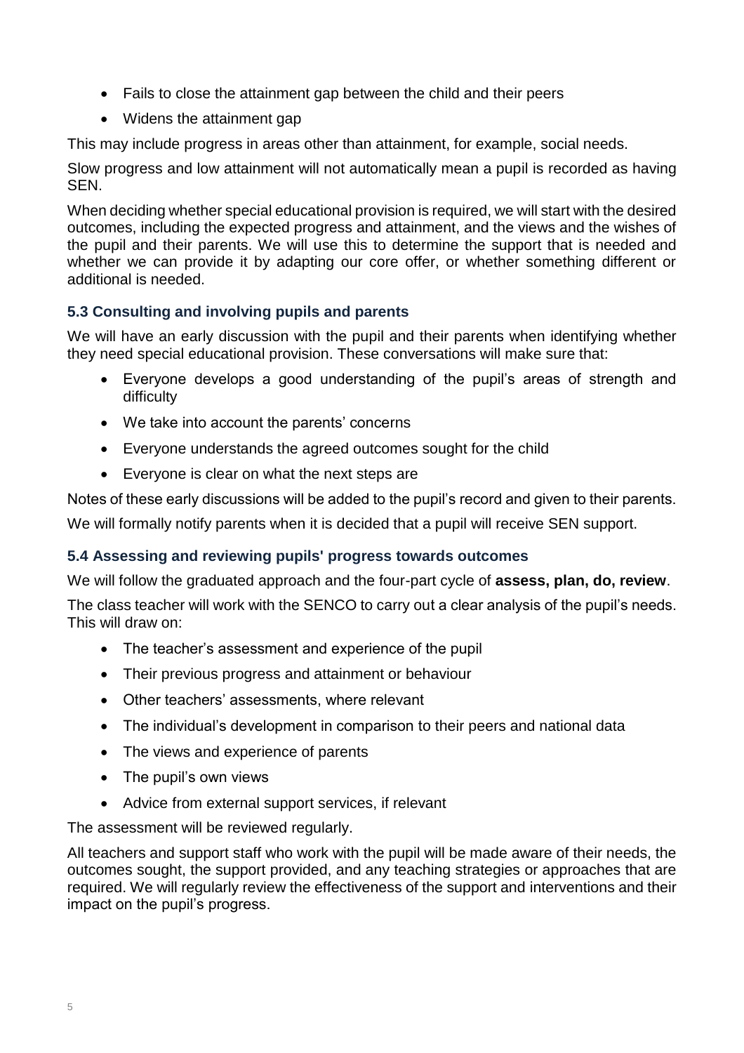- Fails to close the attainment gap between the child and their peers
- Widens the attainment gap

This may include progress in areas other than attainment, for example, social needs.

Slow progress and low attainment will not automatically mean a pupil is recorded as having SEN.

When deciding whether special educational provision is required, we will start with the desired outcomes, including the expected progress and attainment, and the views and the wishes of the pupil and their parents. We will use this to determine the support that is needed and whether we can provide it by adapting our core offer, or whether something different or additional is needed.

### 5.3 Consulting and involving pupils and parents

We will have an early discussion with the pupil and their parents when identifying whether they need special educational provision. These conversations will make sure that:

- Everyone develops a good understanding of the pupil's areas of strength and difficulty
- We take into account the parents' concerns
- Everyone understands the agreed outcomes sought for the child
- Everyone is clear on what the next steps are

Notes of these early discussions will be added to the pupil's record and given to their parents.

We will formally notify parents when it is decided that a pupil will receive SEN support.

### 5.4 Assessing and reviewing pupils' progress towards outcomes

We will follow the graduated approach and the four-part cycle of **assess, plan, do, review**.

The class teacher will work with the SENCO to carry out a clear analysis of the pupil's needs. This will draw on:

- The teacher's assessment and experience of the pupil
- Their previous progress and attainment or behaviour
- Other teachers' assessments, where relevant
- The individual's development in comparison to their peers and national data
- The views and experience of parents
- The pupil's own views
- Advice from external support services, if relevant

The assessment will be reviewed regularly.

All teachers and support staff who work with the pupil will be made aware of their needs, the outcomes sought, the support provided, and any teaching strategies or approaches that are required. We will regularly review the effectiveness of the support and interventions and their impact on the pupil's progress.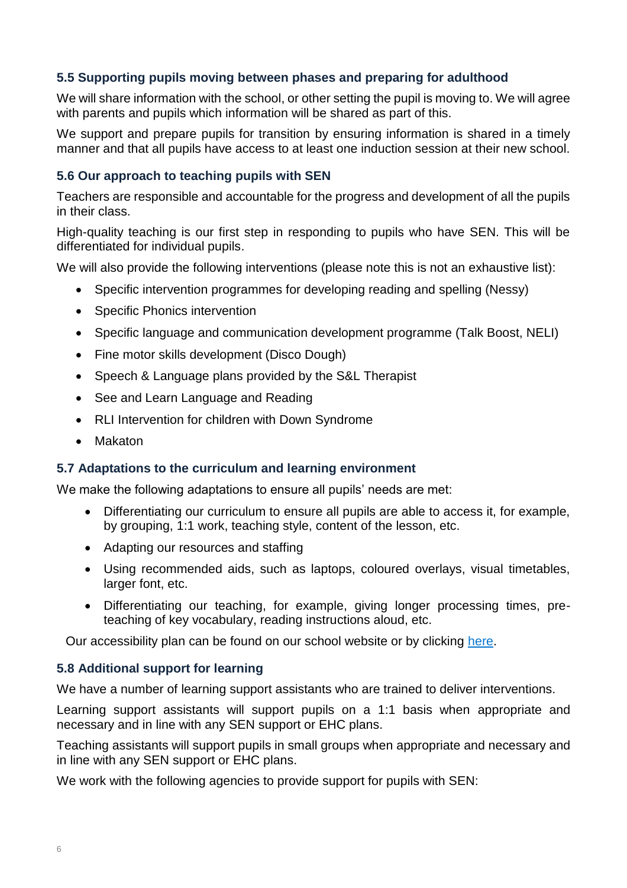### 5.5 Supporting pupils moving between phases and preparing for adulthood

We will share information with the school, or other setting the pupil is moving to. We will agree with parents and pupils which information will be shared as part of this.

We support and prepare pupils for transition by ensuring information is shared in a timely manner and that all pupils have access to at least one induction session at their new school.

### 5.6 Our approach to teaching pupils with SEN

Teachers are responsible and accountable for the progress and development of all the pupils in their class.

High-quality teaching is our first step in responding to pupils who have SEN. This will be differentiated for individual pupils.

We will also provide the following interventions (please note this is not an exhaustive list):

- Specific intervention programmes for developing reading and spelling (Nessy)
- Specific Phonics intervention
- Specific language and communication development programme (Talk Boost, NELI)
- Fine motor skills development (Disco Dough)
- Speech & Language plans provided by the S&L Therapist
- See and Learn Language and Reading
- RLI Intervention for children with Down Syndrome
- Makaton

### 5.7 Adaptations to the curriculum and learning environment

We make the following adaptations to ensure all pupils' needs are met:

- Differentiating our curriculum to ensure all pupils are able to access it, for example, by grouping, 1:1 work, teaching style, content of the lesson, etc.
- Adapting our resources and staffing
- Using recommended aids, such as laptops, coloured overlays, visual timetables, larger font, etc.
- Differentiating our teaching, for example, giving longer processing times, pre-teaching of key vocabulary, reading instructions aloud, etc.

Our accessibility plan can be found on our school website or by clicking here.

### 5.8 Additional support for learning

We have a number of learning support assistants who are trained to deliver interventions.

Learning support assistants will support pupils on a 1:1 basis when appropriate and necessary and in line with any SEN support or EHC plans.

Teaching assistants will support pupils in small groups when appropriate and necessary and in line with any SEN support or EHC plans.

We work with the following agencies to provide support for pupils with SEN: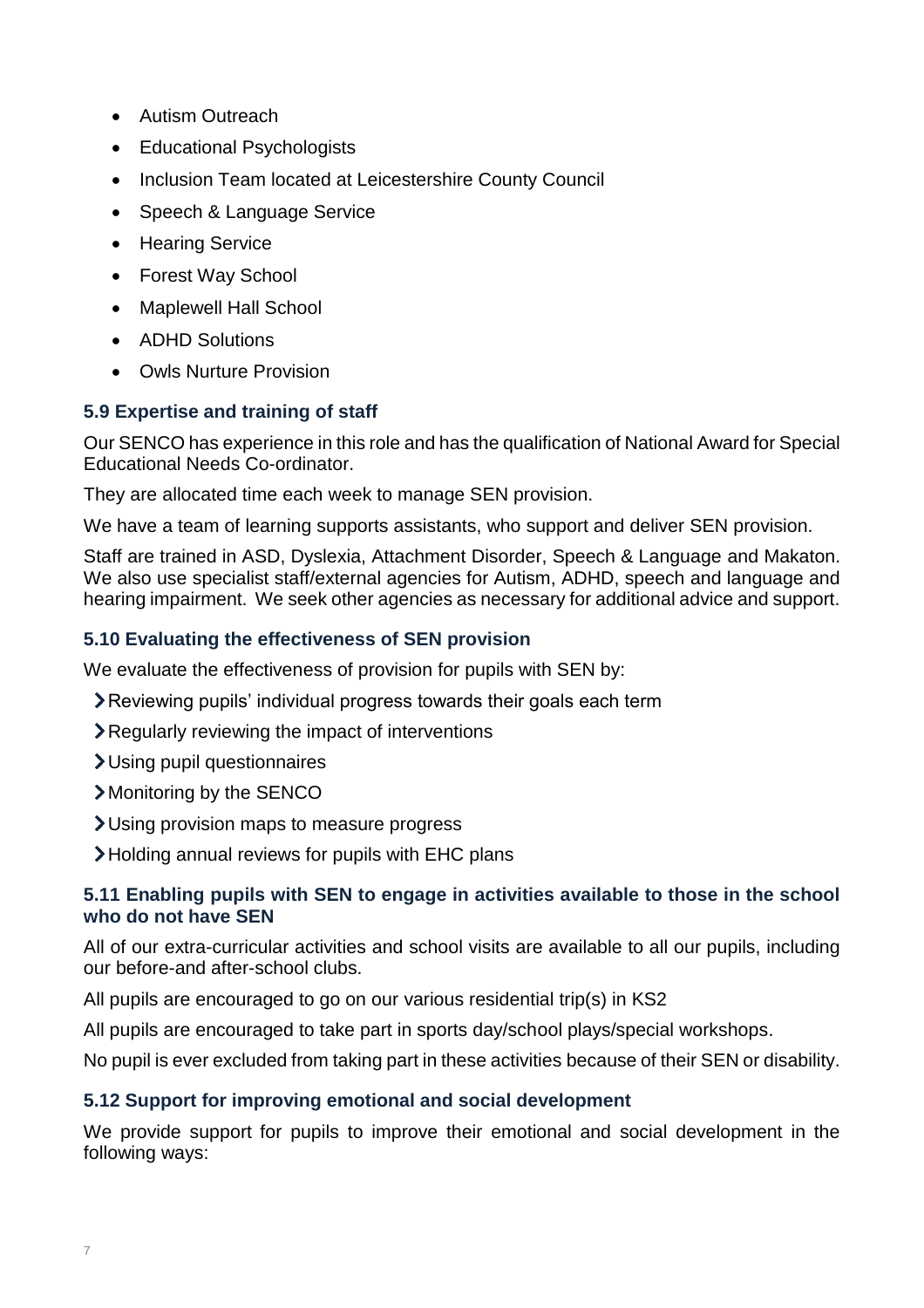- Autism Outreach
- Educational Psychologists
- Inclusion Team located at Leicestershire County Council
- Speech & Language Service
- Hearing Service
- Forest Way School
- Maplewell Hall School
- ADHD Solutions
- Owls Nurture Provision

### 5.9 Expertise and training of staff

Our SENCO has experience in this role and has the qualification of National Award for Special Educational Needs Co-ordinator.

They are allocated time each week to manage SEN provision.

We have a team of learning supports assistants, who support and deliver SEN provision.

Staff are trained in ASD, Dyslexia, Attachment Disorder, Speech & Language and Makaton. We also use specialist staff/external agencies for Autism, ADHD, speech and language and hearing impairment. We seek other agencies as necessary for additional advice and support.

### 5.10 Evaluating the effectiveness of SEN provision

We evaluate the effectiveness of provision for pupils with SEN by:

- Reviewing pupils' individual progress towards their goals each term
- Regularly reviewing the impact of interventions
- Using pupil questionnaires
- Monitoring by the SENCO
- Using provision maps to measure progress
- Holding annual reviews for pupils with EHC plans

### 5.11 Enabling pupils with SEN to engage in activities available to those in the school who do not have SEN

All of our extra-curricular activities and school visits are available to all our pupils, including our before-and after-school clubs.

All pupils are encouraged to go on our various residential trip(s) in KS2

All pupils are encouraged to take part in sports day/school plays/special workshops.

No pupil is ever excluded from taking part in these activities because of their SEN or disability.

### 5.12 Support for improving emotional and social development

We provide support for pupils to improve their emotional and social development in the following ways: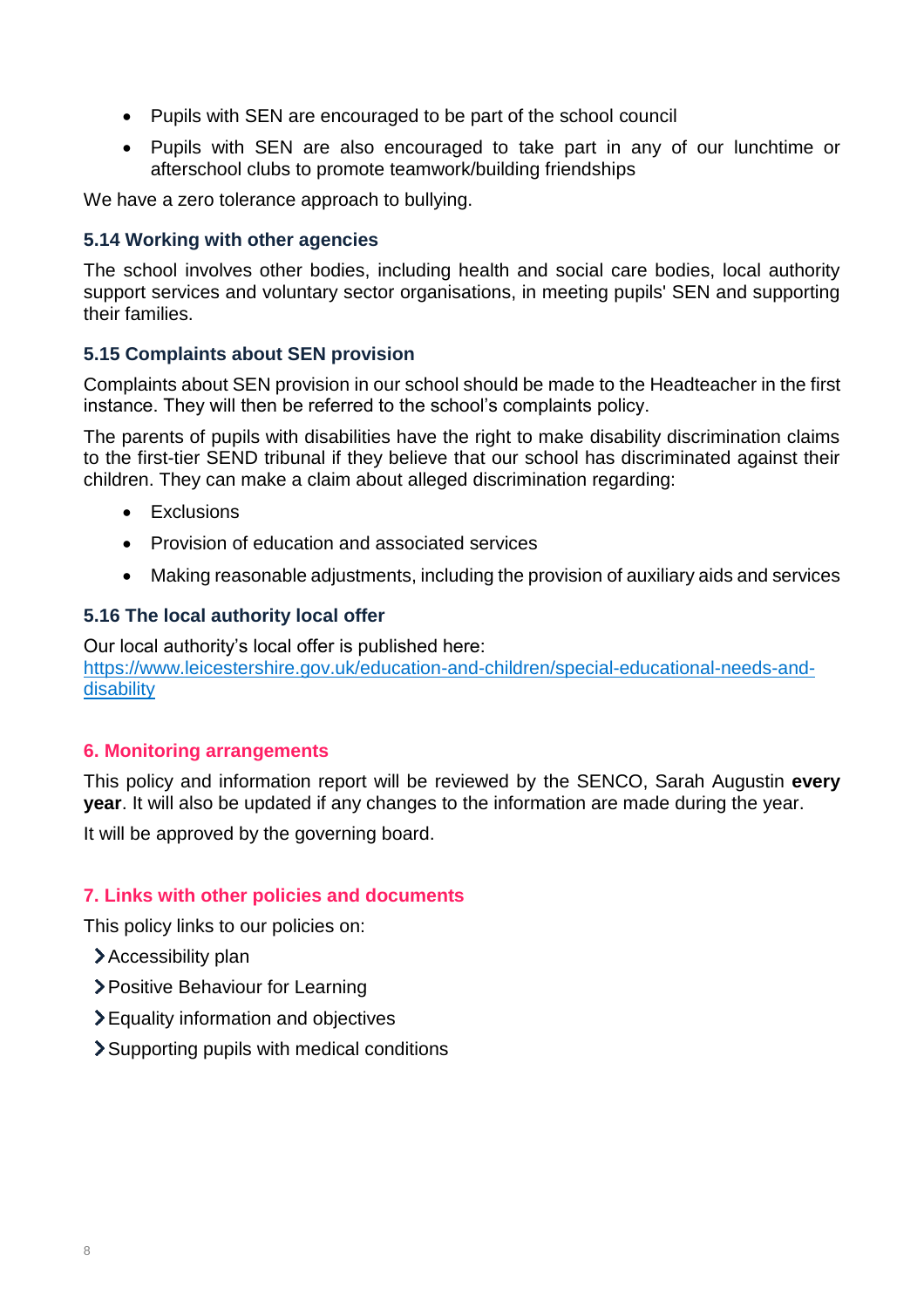- Pupils with SEN are encouraged to be part of the school council
- Pupils with SEN are also encouraged to take part in any of our lunchtime or afterschool clubs to promote teamwork/building friendships

We have a zero tolerance approach to bullying.

### 5.14 Working with other agencies

The school involves other bodies, including health and social care bodies, local authority support services and voluntary sector organisations, in meeting pupils' SEN and supporting their families.

### 5.15 Complaints about SEN provision

Complaints about SEN provision in our school should be made to the Headteacher in the first instance. They will then be referred to the school's complaints policy.

The parents of pupils with disabilities have the right to make disability discrimination claims to the first-tier SEND tribunal if they believe that our school has discriminated against their children. They can make a claim about alleged discrimination regarding:

- Exclusions
- Provision of education and associated services
- Making reasonable adjustments, including the provision of auxiliary aids and services

### 5.16 The local authority local offer

Our local authority's local offer is published here:
[https://www.leicestershire.gov.uk/education-and-children/special-educational-needs-and-disability](https://www.leicestershire.gov.uk/education-and-children/special-educational-needs-and-disability)

## 6. Monitoring arrangements

This policy and information report will be reviewed by the SENCO, Sarah Augustin **every year**. It will also be updated if any changes to the information are made during the year.

It will be approved by the governing board.

## 7. Links with other policies and documents

This policy links to our policies on:

- Accessibility plan
- Positive Behaviour for Learning
- Equality information and objectives
- Supporting pupils with medical conditions